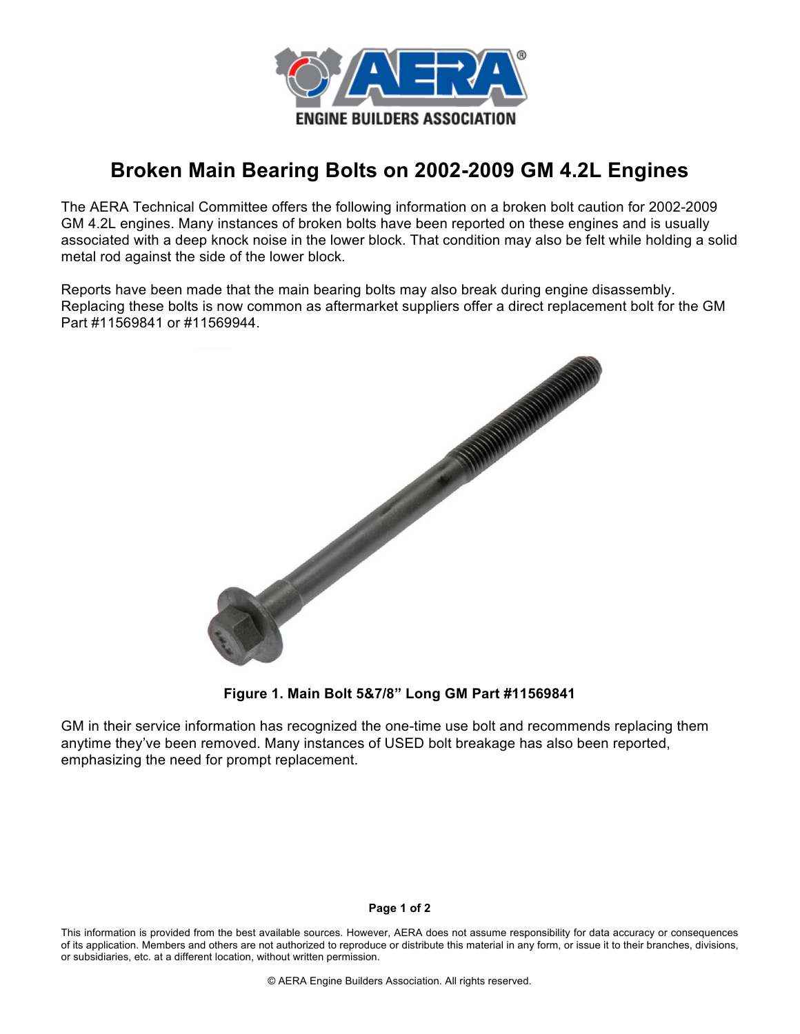# Broken Main Bearing Bolts on 2002-2009 GM 4.2L Engines

The AERA Technical Committee offers the following information on a broken bolt caution for 2002-2009 GM 4.2L engines. Many instances of broken bolts have been reported on these engines and is usually associated with a deep knock noise in the lower block. That condition may also be felt while holding a solid metal rod against the side of the lower block.

Reports have been made that the main bearing bolts may also break during engine disassembly. Replacing these bolts is now common as aftermarket suppliers offer a direct replacement bolt for the GM Part #11569841 or #11569944.

**Figure 1. Main Bolt 5&7/8" Long GM Part #11569841**

GM in their service information has recognized the one-time use bolt and recommends replacing them anytime they've been removed. Many instances of USED bolt breakage has also been reported, emphasizing the need for prompt replacement.

This information is provided from the best available sources. However, AERA does not assume responsibility for data accuracy or consequences of its application. Members and others are not authorized to reproduce or distribute this material in any form, or issue it to their branches, divisions, or subsidiaries, etc. at a different location, without written permission.

© AERA Engine Builders Association. All rights reserved.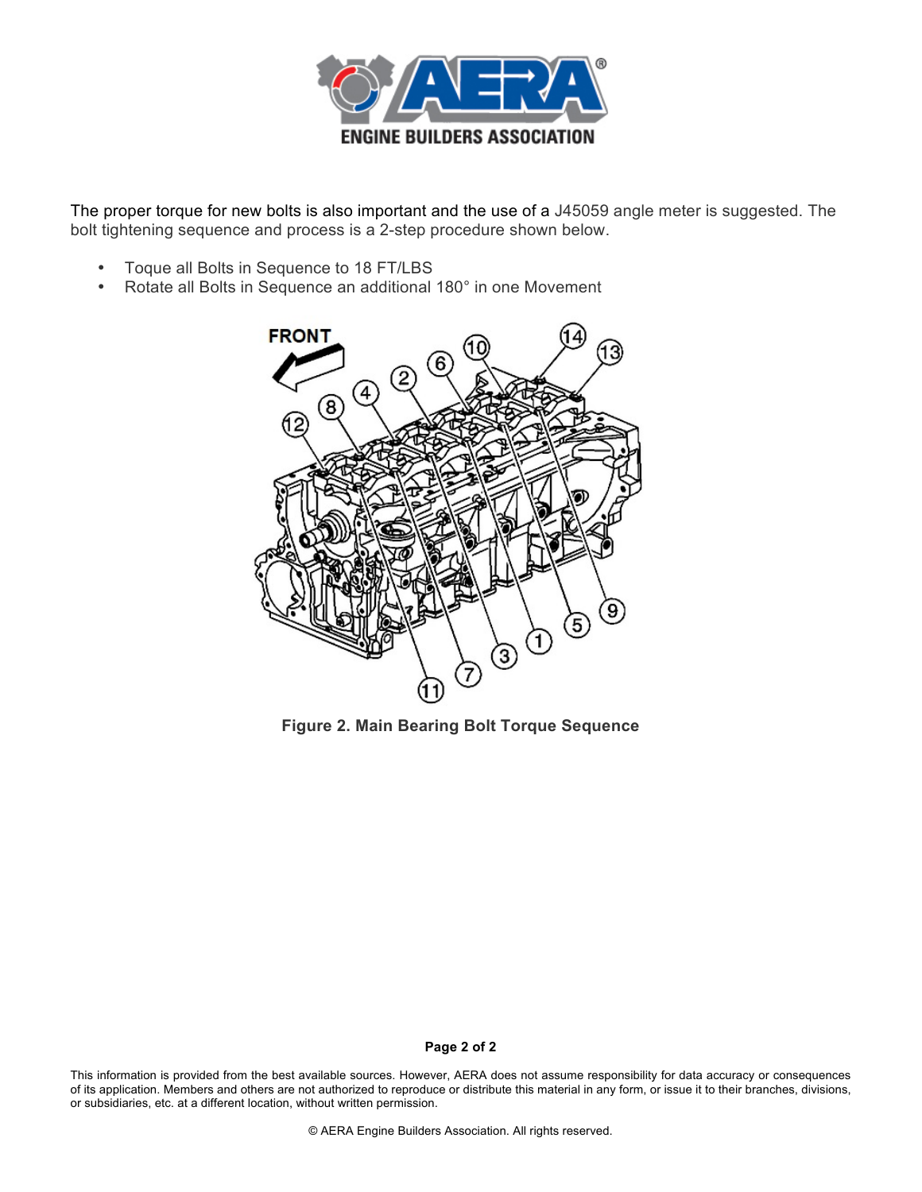The proper torque for new bolts is also important and the use of a J45059 angle meter is suggested. The bolt tightening sequence and process is a 2-step procedure shown below.

- Toque all Bolts in Sequence to 18 FT/LBS
- Rotate all Bolts in Sequence an additional 180° in one Movement

FRONT

12 8 4 2 6 10 14 13

11 7 3 1 5 9

**Figure 2. Main Bearing Bolt Torque Sequence**

This information is provided from the best available sources. However, AERA does not assume responsibility for data accuracy or consequences of its application. Members and others are not authorized to reproduce or distribute this material in any form, or issue it to their branches, divisions, or subsidiaries, etc. at a different location, without written permission.

© AERA Engine Builders Association. All rights reserved.